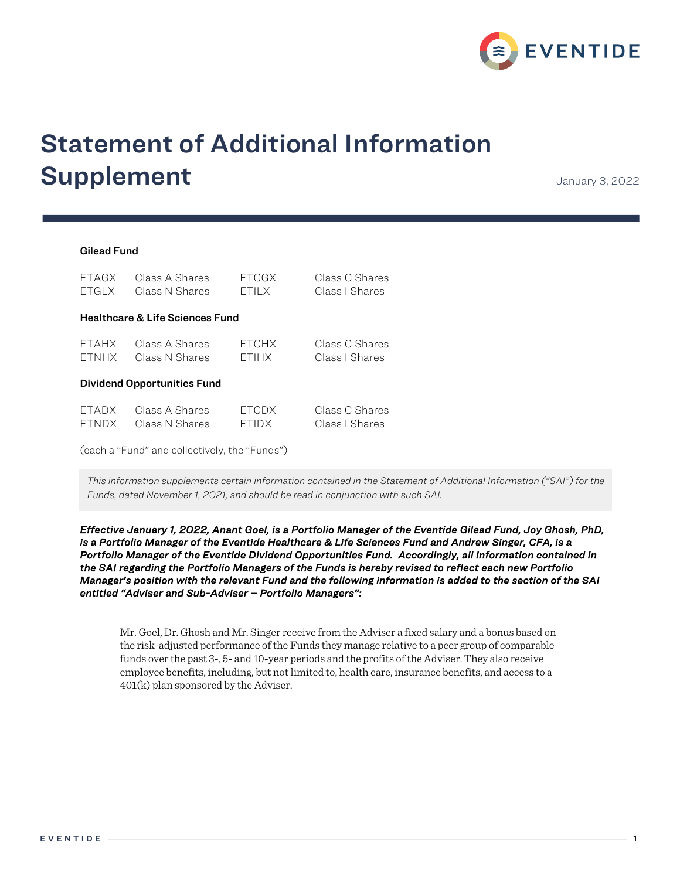EVENTIDE

# Statement of Additional Information Supplement

January 3, 2022

**Gilead Fund**

| | | | |
|---|---|---|---|
| ETAGX | Class A Shares | ETCGX | Class C Shares |
| ETGLX | Class N Shares | ETILX | Class I Shares |

**Healthcare & Life Sciences Fund**

| | | | |
|---|---|---|---|
| ETAHX | Class A Shares | ETCHX | Class C Shares |
| ETNHX | Class N Shares | ETIHX | Class I Shares |

**Dividend Opportunities Fund**

| | | | |
|---|---|---|---|
| ETADX | Class A Shares | ETCDX | Class C Shares |
| ETNDX | Class N Shares | ETIDX | Class I Shares |

(each a “Fund” and collectively, the “Funds”)

*This information supplements certain information contained in the Statement of Additional Information (“SAI”) for the Funds, dated November 1, 2021, and should be read in conjunction with such SAI.*

***Effective January 1, 2022, Anant Goel, is a Portfolio Manager of the Eventide Gilead Fund, Joy Ghosh, PhD, is a Portfolio Manager of the Eventide Healthcare & Life Sciences Fund and Andrew Singer, CFA, is a Portfolio Manager of the Eventide Dividend Opportunities Fund. Accordingly, all information contained in the SAI regarding the Portfolio Managers of the Funds is hereby revised to reflect each new Portfolio Manager’s position with the relevant Fund and the following information is added to the section of the SAI entitled “Adviser and Sub-Adviser – Portfolio Managers”:***

> Mr. Goel, Dr. Ghosh and Mr. Singer receive from the Adviser a fixed salary and a bonus based on the risk-adjusted performance of the Funds they manage relative to a peer group of comparable funds over the past 3-, 5- and 10-year periods and the profits of the Adviser. They also receive employee benefits, including, but not limited to, health care, insurance benefits, and access to a 401(k) plan sponsored by the Adviser.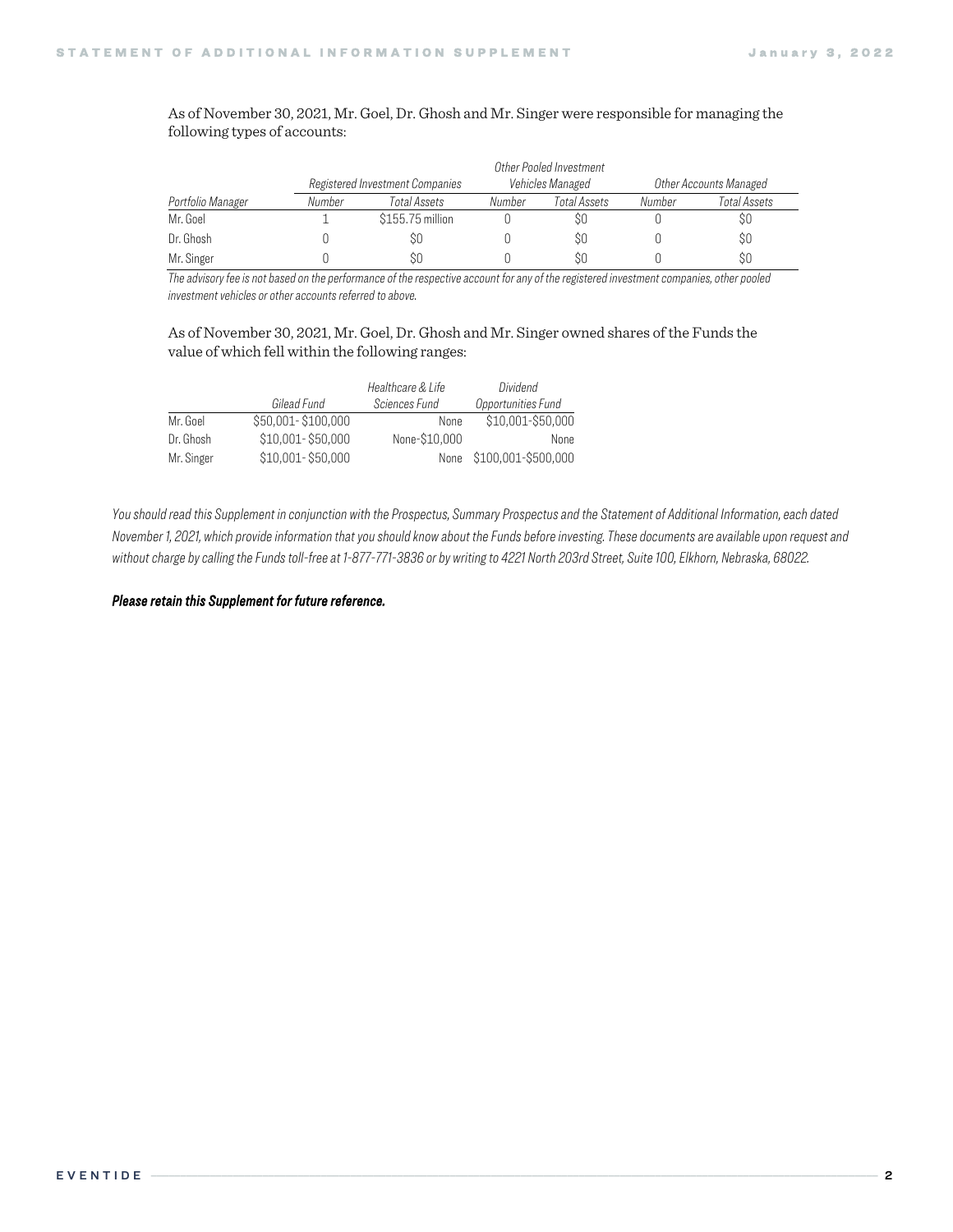As of November 30, 2021, Mr. Goel, Dr. Ghosh and Mr. Singer were responsible for managing the following types of accounts:

| | Registered Investment Companies | | Other Pooled Investment Vehicles Managed | | Other Accounts Managed | |
|---|---|---|---|---|---|---|
| *Portfolio Manager* | *Number* | *Total Assets* | *Number* | *Total Assets* | *Number* | *Total Assets* |
| Mr. Goel | 1 | $155.75 million | 0 | $0 | 0 | $0 |
| Dr. Ghosh | 0 | $0 | 0 | $0 | 0 | $0 |
| Mr. Singer | 0 | $0 | 0 | $0 | 0 | $0 |

*The advisory fee is not based on the performance of the respective account for any of the registered investment companies, other pooled investment vehicles or other accounts referred to above.*

As of November 30, 2021, Mr. Goel, Dr. Ghosh and Mr. Singer owned shares of the Funds the value of which fell within the following ranges:

| | *Gilead Fund* | *Healthcare & Life Sciences Fund* | *Dividend Opportunities Fund* |
|---|---|---|---|
| Mr. Goel | $50,001- $100,000 | None | $10,001-$50,000 |
| Dr. Ghosh | $10,001- $50,000 | None-$10,000 | None |
| Mr. Singer | $10,001- $50,000 | None | $100,001-$500,000 |

*You should read this Supplement in conjunction with the Prospectus, Summary Prospectus and the Statement of Additional Information, each dated November 1, 2021, which provide information that you should know about the Funds before investing. These documents are available upon request and without charge by calling the Funds toll-free at 1-877-771-3836 or by writing to 4221 North 203rd Street, Suite 100, Elkhorn, Nebraska, 68022.*

***Please retain this Supplement for future reference.***